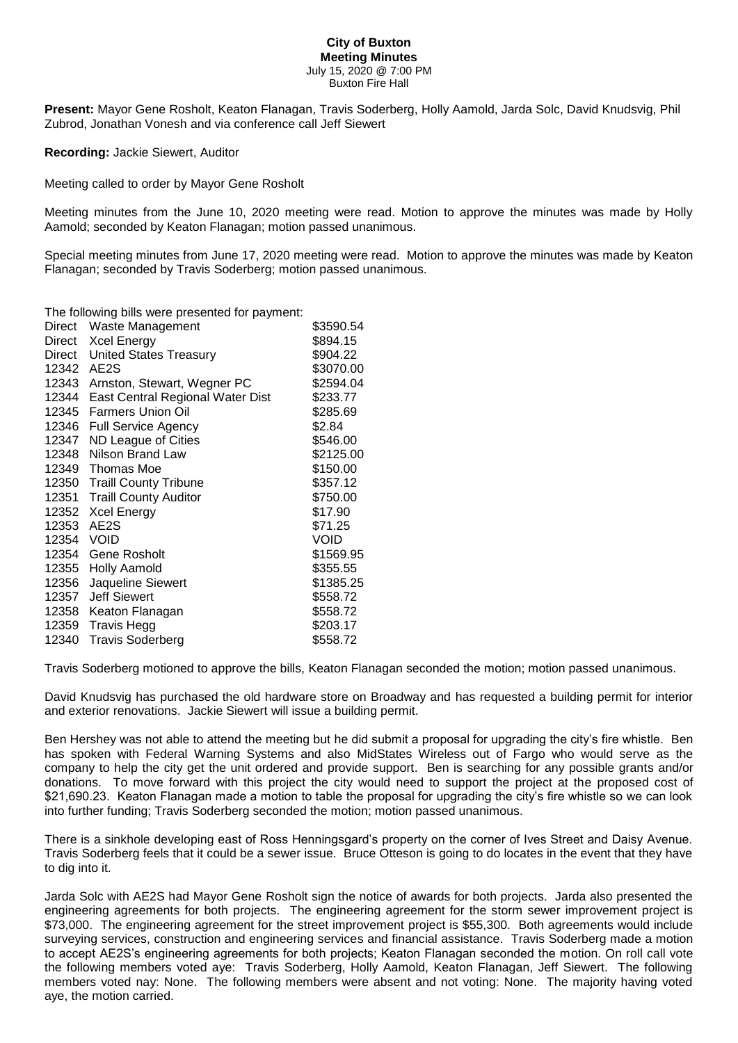**City of Buxton**
**Meeting Minutes**
July 15, 2020 @ 7:00 PM
Buxton Fire Hall

**Present:** Mayor Gene Rosholt, Keaton Flanagan, Travis Soderberg, Holly Aamold, Jarda Solc, David Knudsvig, Phil Zubrod, Jonathan Vonesh and via conference call Jeff Siewert

**Recording:** Jackie Siewert, Auditor

Meeting called to order by Mayor Gene Rosholt

Meeting minutes from the June 10, 2020 meeting were read. Motion to approve the minutes was made by Holly Aamold; seconded by Keaton Flanagan; motion passed unanimous.

Special meeting minutes from June 17, 2020 meeting were read. Motion to approve the minutes was made by Keaton Flanagan; seconded by Travis Soderberg; motion passed unanimous.

The following bills were presented for payment:

| | | |
|---|---|---|
| Direct | Waste Management | \$3590.54 |
| Direct | Xcel Energy | \$894.15 |
| Direct | United States Treasury | \$904.22 |
| 12342 | AE2S | \$3070.00 |
| 12343 | Arnston, Stewart, Wegner PC | \$2594.04 |
| 12344 | East Central Regional Water Dist | \$233.77 |
| 12345 | Farmers Union Oil | \$285.69 |
| 12346 | Full Service Agency | \$2.84 |
| 12347 | ND League of Cities | \$546.00 |
| 12348 | Nilson Brand Law | \$2125.00 |
| 12349 | Thomas Moe | \$150.00 |
| 12350 | Traill County Tribune | \$357.12 |
| 12351 | Traill County Auditor | \$750.00 |
| 12352 | Xcel Energy | \$17.90 |
| 12353 | AE2S | \$71.25 |
| 12354 | VOID | VOID |
| 12354 | Gene Rosholt | \$1569.95 |
| 12355 | Holly Aamold | \$355.55 |
| 12356 | Jaqueline Siewert | \$1385.25 |
| 12357 | Jeff Siewert | \$558.72 |
| 12358 | Keaton Flanagan | \$558.72 |
| 12359 | Travis Hegg | \$203.17 |
| 12340 | Travis Soderberg | \$558.72 |

Travis Soderberg motioned to approve the bills, Keaton Flanagan seconded the motion; motion passed unanimous.

David Knudsvig has purchased the old hardware store on Broadway and has requested a building permit for interior and exterior renovations. Jackie Siewert will issue a building permit.

Ben Hershey was not able to attend the meeting but he did submit a proposal for upgrading the city's fire whistle. Ben has spoken with Federal Warning Systems and also MidStates Wireless out of Fargo who would serve as the company to help the city get the unit ordered and provide support. Ben is searching for any possible grants and/or donations. To move forward with this project the city would need to support the project at the proposed cost of \$21,690.23. Keaton Flanagan made a motion to table the proposal for upgrading the city's fire whistle so we can look into further funding; Travis Soderberg seconded the motion; motion passed unanimous.

There is a sinkhole developing east of Ross Henningsgard's property on the corner of Ives Street and Daisy Avenue. Travis Soderberg feels that it could be a sewer issue. Bruce Otteson is going to do locates in the event that they have to dig into it.

Jarda Solc with AE2S had Mayor Gene Rosholt sign the notice of awards for both projects. Jarda also presented the engineering agreements for both projects. The engineering agreement for the storm sewer improvement project is \$73,000. The engineering agreement for the street improvement project is \$55,300. Both agreements would include surveying services, construction and engineering services and financial assistance. Travis Soderberg made a motion to accept AE2S's engineering agreements for both projects; Keaton Flanagan seconded the motion. On roll call vote the following members voted aye: Travis Soderberg, Holly Aamold, Keaton Flanagan, Jeff Siewert. The following members voted nay: None. The following members were absent and not voting: None. The majority having voted aye, the motion carried.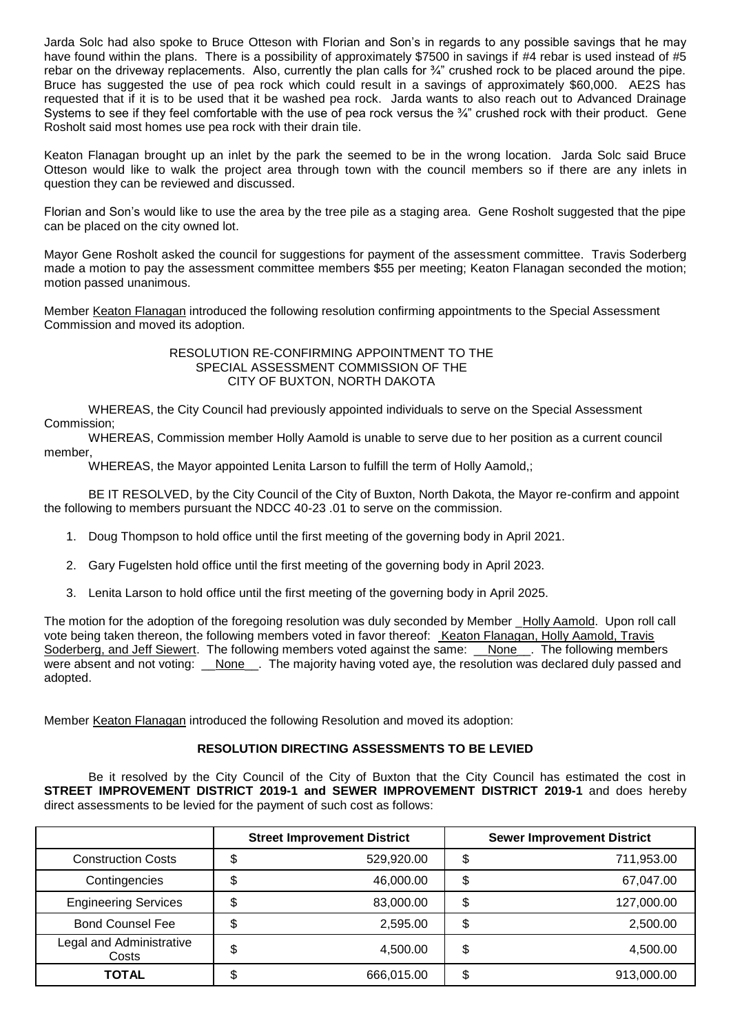Jarda Solc had also spoke to Bruce Otteson with Florian and Son's in regards to any possible savings that he may have found within the plans. There is a possibility of approximately $7500 in savings if #4 rebar is used instead of #5 rebar on the driveway replacements. Also, currently the plan calls for ¾" crushed rock to be placed around the pipe. Bruce has suggested the use of pea rock which could result in a savings of approximately $60,000. AE2S has requested that if it is to be used that it be washed pea rock. Jarda wants to also reach out to Advanced Drainage Systems to see if they feel comfortable with the use of pea rock versus the ¾" crushed rock with their product. Gene Rosholt said most homes use pea rock with their drain tile.

Keaton Flanagan brought up an inlet by the park the seemed to be in the wrong location. Jarda Solc said Bruce Otteson would like to walk the project area through town with the council members so if there are any inlets in question they can be reviewed and discussed.

Florian and Son's would like to use the area by the tree pile as a staging area. Gene Rosholt suggested that the pipe can be placed on the city owned lot.

Mayor Gene Rosholt asked the council for suggestions for payment of the assessment committee. Travis Soderberg made a motion to pay the assessment committee members $55 per meeting; Keaton Flanagan seconded the motion; motion passed unanimous.

Member Keaton Flanagan introduced the following resolution confirming appointments to the Special Assessment Commission and moved its adoption.

RESOLUTION RE-CONFIRMING APPOINTMENT TO THE SPECIAL ASSESSMENT COMMISSION OF THE CITY OF BUXTON, NORTH DAKOTA

WHEREAS, the City Council had previously appointed individuals to serve on the Special Assessment Commission;

WHEREAS, Commission member Holly Aamold is unable to serve due to her position as a current council member,

WHEREAS, the Mayor appointed Lenita Larson to fulfill the term of Holly Aamold,;

BE IT RESOLVED, by the City Council of the City of Buxton, North Dakota, the Mayor re-confirm and appoint the following to members pursuant the NDCC 40-23 .01 to serve on the commission.

1. Doug Thompson to hold office until the first meeting of the governing body in April 2021.
2. Gary Fugelsten hold office until the first meeting of the governing body in April 2023.
3. Lenita Larson to hold office until the first meeting of the governing body in April 2025.

The motion for the adoption of the foregoing resolution was duly seconded by Member Holly Aamold. Upon roll call vote being taken thereon, the following members voted in favor thereof: Keaton Flanagan, Holly Aamold, Travis Soderberg, and Jeff Siewert. The following members voted against the same: None. The following members were absent and not voting: None. The majority having voted aye, the resolution was declared duly passed and adopted.

Member Keaton Flanagan introduced the following Resolution and moved its adoption:

**RESOLUTION DIRECTING ASSESSMENTS TO BE LEVIED**

Be it resolved by the City Council of the City of Buxton that the City Council has estimated the cost in **STREET IMPROVEMENT DISTRICT 2019-1 and SEWER IMPROVEMENT DISTRICT 2019-1** and does hereby direct assessments to be levied for the payment of such cost as follows:

| | Street Improvement District | Sewer Improvement District |
|---|---|---|
| Construction Costs | $ 529,920.00 | $ 711,953.00 |
| Contingencies | $ 46,000.00 | $ 67,047.00 |
| Engineering Services | $ 83,000.00 | $ 127,000.00 |
| Bond Counsel Fee | $ 2,595.00 | $ 2,500.00 |
| Legal and Administrative Costs | $ 4,500.00 | $ 4,500.00 |
| **TOTAL** | $ 666,015.00 | $ 913,000.00 |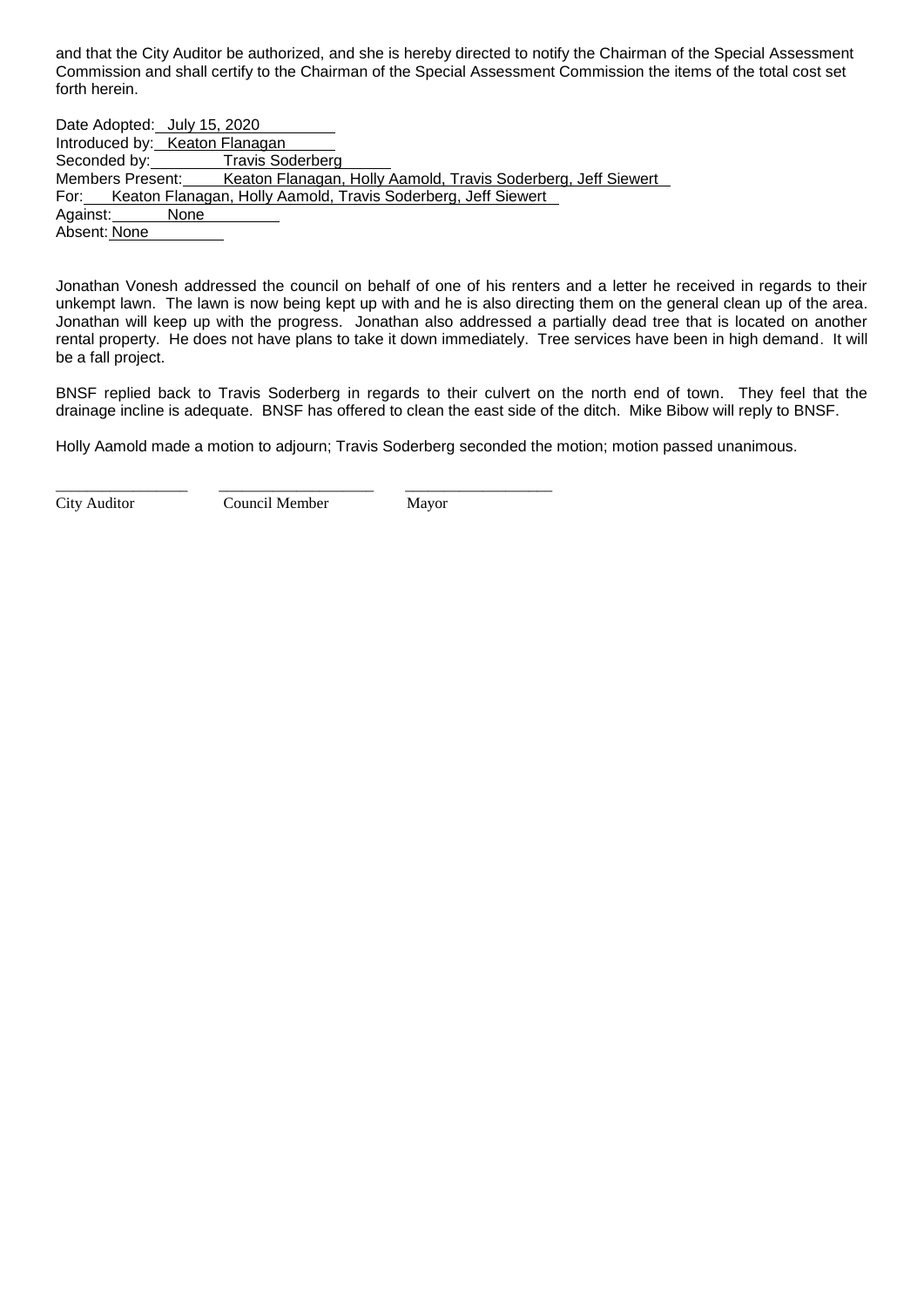and that the City Auditor be authorized, and she is hereby directed to notify the Chairman of the Special Assessment Commission and shall certify to the Chairman of the Special Assessment Commission the items of the total cost set forth herein.

Date Adopted: July 15, 2020
Introduced by: Keaton Flanagan
Seconded by: Travis Soderberg
Members Present: Keaton Flanagan, Holly Aamold, Travis Soderberg, Jeff Siewert
For: Keaton Flanagan, Holly Aamold, Travis Soderberg, Jeff Siewert
Against: None
Absent: None

Jonathan Vonesh addressed the council on behalf of one of his renters and a letter he received in regards to their unkempt lawn. The lawn is now being kept up with and he is also directing them on the general clean up of the area. Jonathan will keep up with the progress. Jonathan also addressed a partially dead tree that is located on another rental property. He does not have plans to take it down immediately. Tree services have been in high demand. It will be a fall project.

BNSF replied back to Travis Soderberg in regards to their culvert on the north end of town. They feel that the drainage incline is adequate. BNSF has offered to clean the east side of the ditch. Mike Bibow will reply to BNSF.

Holly Aamold made a motion to adjourn; Travis Soderberg seconded the motion; motion passed unanimous.

\_\_\_\_\_\_\_\_\_\_\_\_\_\_\_\_ \_\_\_\_\_\_\_\_\_\_\_\_\_\_\_\_\_\_ \_\_\_\_\_\_\_\_\_\_\_\_\_\_\_\_\_\_

City Auditor Council Member Mayor